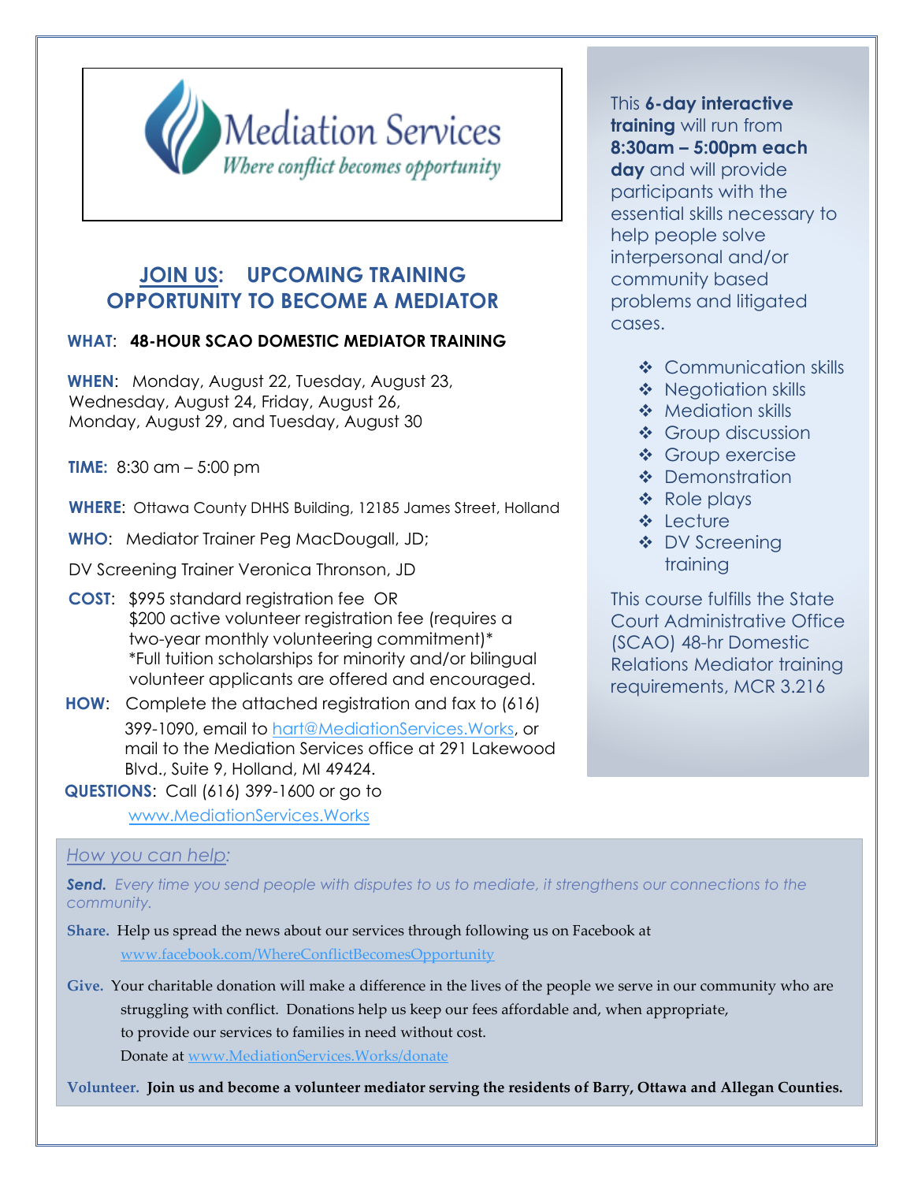Mediation Services

*Where conflict becomes opportunity*

## JOIN US: UPCOMING TRAINING OPPORTUNITY TO BECOME A MEDIATOR

**WHAT**: **48-HOUR SCAO DOMESTIC MEDIATOR TRAINING**

**WHEN**: Monday, August 22, Tuesday, August 23, Wednesday, August 24, Friday, August 26, Monday, August 29, and Tuesday, August 30

**TIME:** 8:30 am – 5:00 pm

**WHERE**: Ottawa County DHHS Building, 12185 James Street, Holland

**WHO**: Mediator Trainer Peg MacDougall, JD;

DV Screening Trainer Veronica Thronson, JD

**COST**: $995 standard registration fee OR
$200 active volunteer registration fee (requires a two-year monthly volunteering commitment)*
*Full tuition scholarships for minority and/or bilingual volunteer applicants are offered and encouraged.

**HOW**: Complete the attached registration and fax to (616) 399-1090, email to hart@MediationServices.Works, or mail to the Mediation Services office at 291 Lakewood Blvd., Suite 9, Holland, MI 49424.

**QUESTIONS**: Call (616) 399-1600 or go to www.MediationServices.Works

This **6-day interactive training** will run from **8:30am – 5:00pm each day** and will provide participants with the essential skills necessary to help people solve interpersonal and/or community based problems and litigated cases.

- Communication skills
- Negotiation skills
- Mediation skills
- Group discussion
- Group exercise
- Demonstration
- Role plays
- Lecture
- DV Screening training

This course fulfills the State Court Administrative Office (SCAO) 48-hr Domestic Relations Mediator training requirements, MCR 3.216

*How you can help:*

***Send.*** *Every time you send people with disputes to us to mediate, it strengthens our connections to the community.*

**Share.** Help us spread the news about our services through following us on Facebook at www.facebook.com/WhereConflictBecomesOpportunity

**Give.** Your charitable donation will make a difference in the lives of the people we serve in our community who are struggling with conflict. Donations help us keep our fees affordable and, when appropriate, to provide our services to families in need without cost.
Donate at www.MediationServices.Works/donate

**Volunteer.** **Join us and become a volunteer mediator serving the residents of Barry, Ottawa and Allegan Counties.**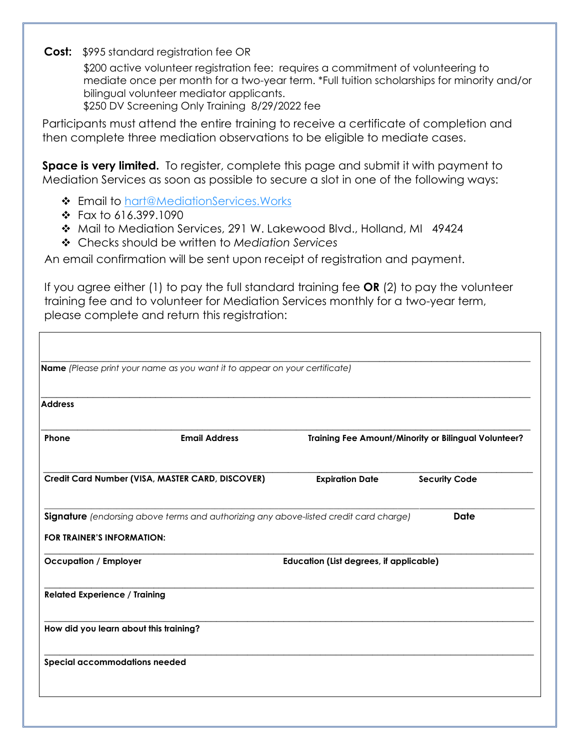**Cost:** $995 standard registration fee OR

$200 active volunteer registration fee: requires a commitment of volunteering to mediate once per month for a two-year term. *Full tuition scholarships for minority and/or bilingual volunteer mediator applicants.

$250 DV Screening Only Training 8/29/2022 fee

Participants must attend the entire training to receive a certificate of completion and then complete three mediation observations to be eligible to mediate cases.

**Space is very limited.** To register, complete this page and submit it with payment to Mediation Services as soon as possible to secure a slot in one of the following ways:

- Email to hart@MediationServices.Works
- Fax to 616.399.1090
- Mail to Mediation Services, 291 W. Lakewood Blvd., Holland, MI 49424
- Checks should be written to *Mediation Services*

An email confirmation will be sent upon receipt of registration and payment.

If you agree either (1) to pay the full standard training fee **OR** (2) to pay the volunteer training fee and to volunteer for Mediation Services monthly for a two-year term, please complete and return this registration:

---

**Name** *(Please print your name as you want it to appear on your certificate)*

---

**Address**

---

**Phone** | **Email Address** | **Training Fee Amount/Minority or Bilingual Volunteer?**

---

**Credit Card Number (VISA, MASTER CARD, DISCOVER)** | **Expiration Date** | **Security Code**

---

**Signature** *(endorsing above terms and authorizing any above-listed credit card charge)* | **Date**

**FOR TRAINER'S INFORMATION:**

---

**Occupation / Employer** | **Education (List degrees, if applicable)**

---

**Related Experience / Training**

---

**How did you learn about this training?**

---

**Special accommodations needed**